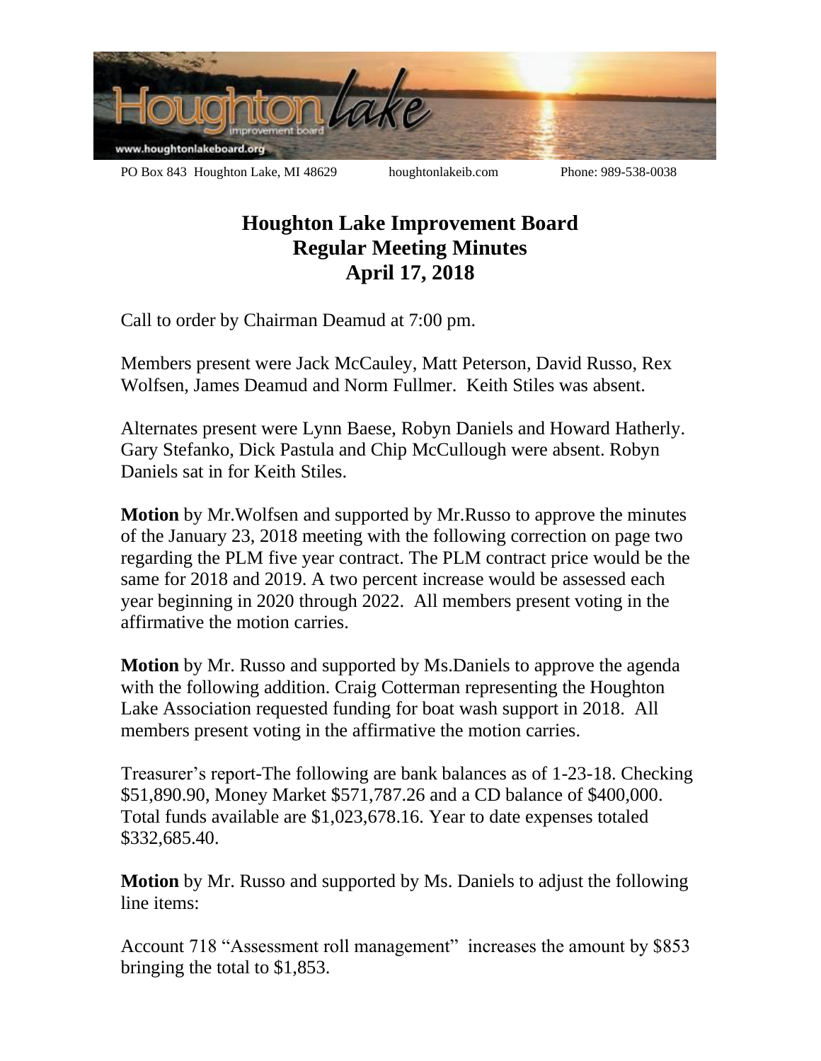PO Box 843 Houghton Lake, MI 48629 houghtonlakeib.com Phone: 989-538-0038

# Houghton Lake Improvement Board
## Regular Meeting Minutes
## April 17, 2018

Call to order by Chairman Deamud at 7:00 pm.

Members present were Jack McCauley, Matt Peterson, David Russo, Rex Wolfsen, James Deamud and Norm Fullmer. Keith Stiles was absent.

Alternates present were Lynn Baese, Robyn Daniels and Howard Hatherly. Gary Stefanko, Dick Pastula and Chip McCullough were absent. Robyn Daniels sat in for Keith Stiles.

**Motion** by Mr.Wolfsen and supported by Mr.Russo to approve the minutes of the January 23, 2018 meeting with the following correction on page two regarding the PLM five year contract. The PLM contract price would be the same for 2018 and 2019. A two percent increase would be assessed each year beginning in 2020 through 2022. All members present voting in the affirmative the motion carries.

**Motion** by Mr. Russo and supported by Ms.Daniels to approve the agenda with the following addition. Craig Cotterman representing the Houghton Lake Association requested funding for boat wash support in 2018. All members present voting in the affirmative the motion carries.

Treasurer's report-The following are bank balances as of 1-23-18. Checking $51,890.90, Money Market $571,787.26 and a CD balance of $400,000. Total funds available are $1,023,678.16. Year to date expenses totaled $332,685.40.

**Motion** by Mr. Russo and supported by Ms. Daniels to adjust the following line items:

Account 718 "Assessment roll management" increases the amount by $853 bringing the total to $1,853.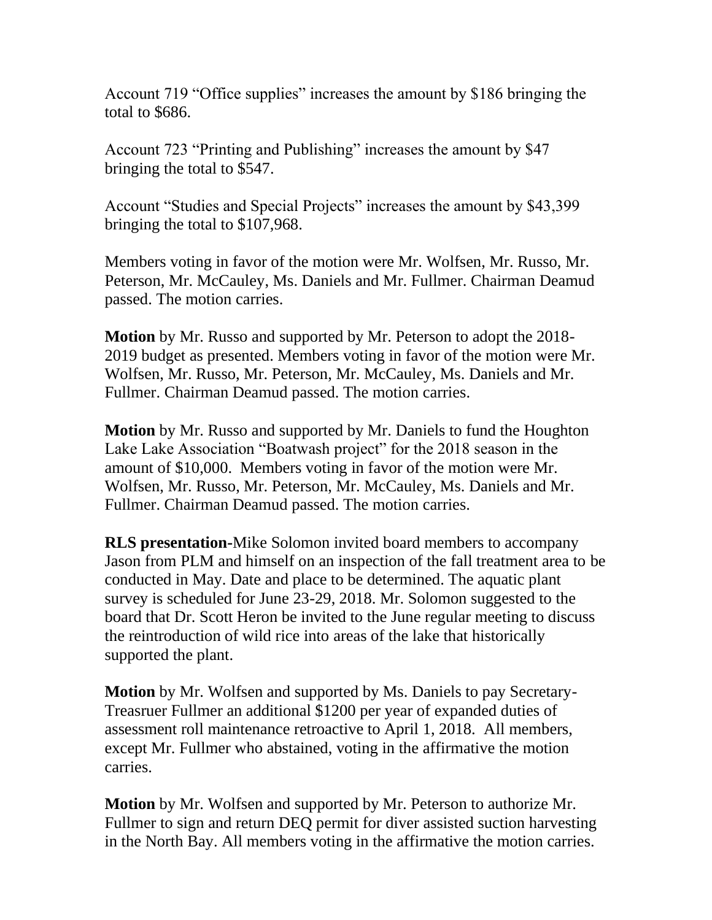Account 719 "Office supplies" increases the amount by $186 bringing the total to $686.

Account 723 "Printing and Publishing" increases the amount by $47 bringing the total to $547.

Account "Studies and Special Projects" increases the amount by $43,399 bringing the total to $107,968.

Members voting in favor of the motion were Mr. Wolfsen, Mr. Russo, Mr. Peterson, Mr. McCauley, Ms. Daniels and Mr. Fullmer. Chairman Deamud passed. The motion carries.

**Motion** by Mr. Russo and supported by Mr. Peterson to adopt the 2018-2019 budget as presented. Members voting in favor of the motion were Mr. Wolfsen, Mr. Russo, Mr. Peterson, Mr. McCauley, Ms. Daniels and Mr. Fullmer. Chairman Deamud passed. The motion carries.

**Motion** by Mr. Russo and supported by Mr. Daniels to fund the Houghton Lake Lake Association "Boatwash project" for the 2018 season in the amount of $10,000. Members voting in favor of the motion were Mr. Wolfsen, Mr. Russo, Mr. Peterson, Mr. McCauley, Ms. Daniels and Mr. Fullmer. Chairman Deamud passed. The motion carries.

**RLS presentation**-Mike Solomon invited board members to accompany Jason from PLM and himself on an inspection of the fall treatment area to be conducted in May. Date and place to be determined. The aquatic plant survey is scheduled for June 23-29, 2018. Mr. Solomon suggested to the board that Dr. Scott Heron be invited to the June regular meeting to discuss the reintroduction of wild rice into areas of the lake that historically supported the plant.

**Motion** by Mr. Wolfsen and supported by Ms. Daniels to pay Secretary-Treasruer Fullmer an additional $1200 per year of expanded duties of assessment roll maintenance retroactive to April 1, 2018. All members, except Mr. Fullmer who abstained, voting in the affirmative the motion carries.

**Motion** by Mr. Wolfsen and supported by Mr. Peterson to authorize Mr. Fullmer to sign and return DEQ permit for diver assisted suction harvesting in the North Bay. All members voting in the affirmative the motion carries.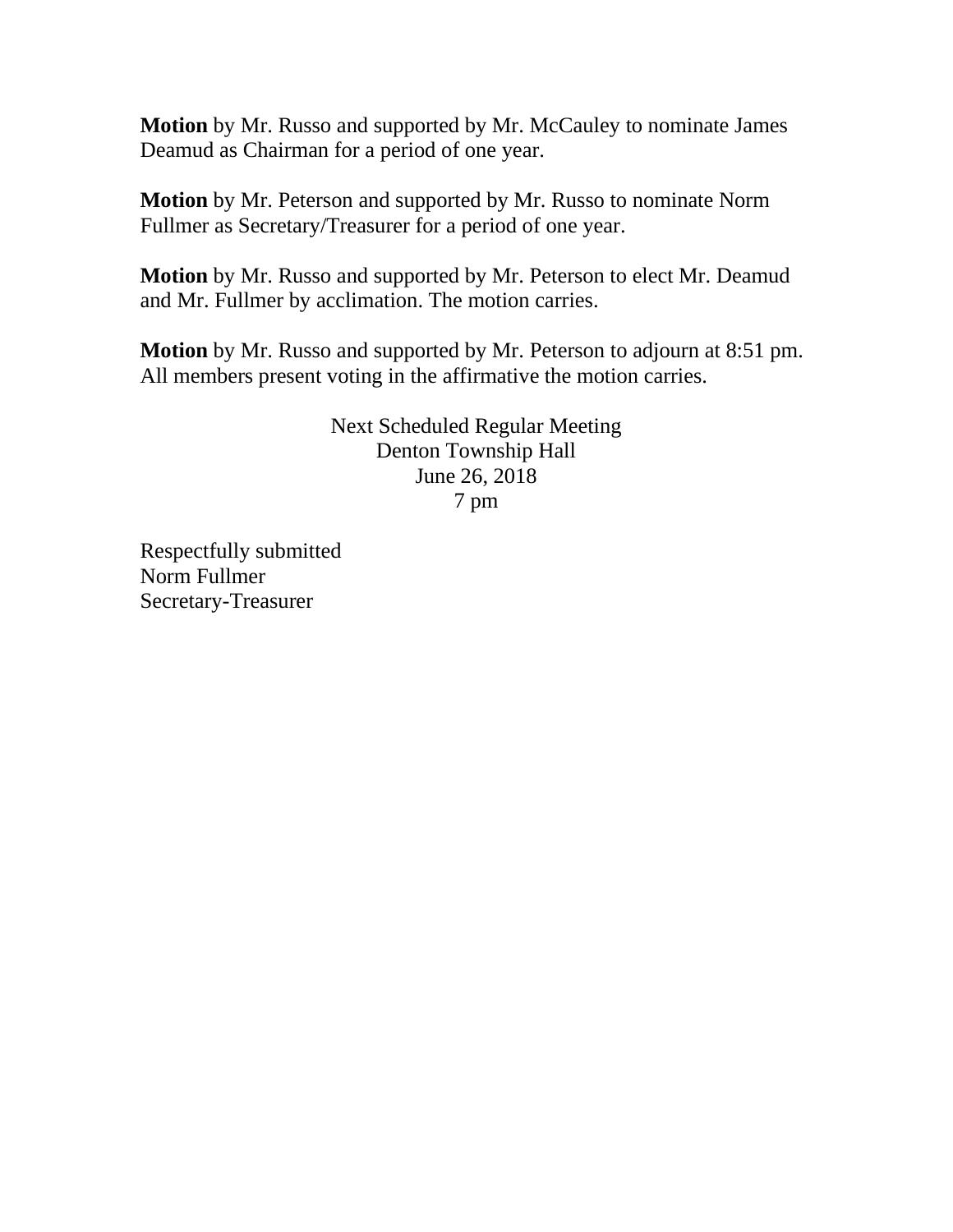**Motion** by Mr. Russo and supported by Mr. McCauley to nominate James Deamud as Chairman for a period of one year.

**Motion** by Mr. Peterson and supported by Mr. Russo to nominate Norm Fullmer as Secretary/Treasurer for a period of one year.

**Motion** by Mr. Russo and supported by Mr. Peterson to elect Mr. Deamud and Mr. Fullmer by acclimation. The motion carries.

**Motion** by Mr. Russo and supported by Mr. Peterson to adjourn at 8:51 pm. All members present voting in the affirmative the motion carries.

Next Scheduled Regular Meeting
Denton Township Hall
June 26, 2018
7 pm

Respectfully submitted
Norm Fullmer
Secretary-Treasurer